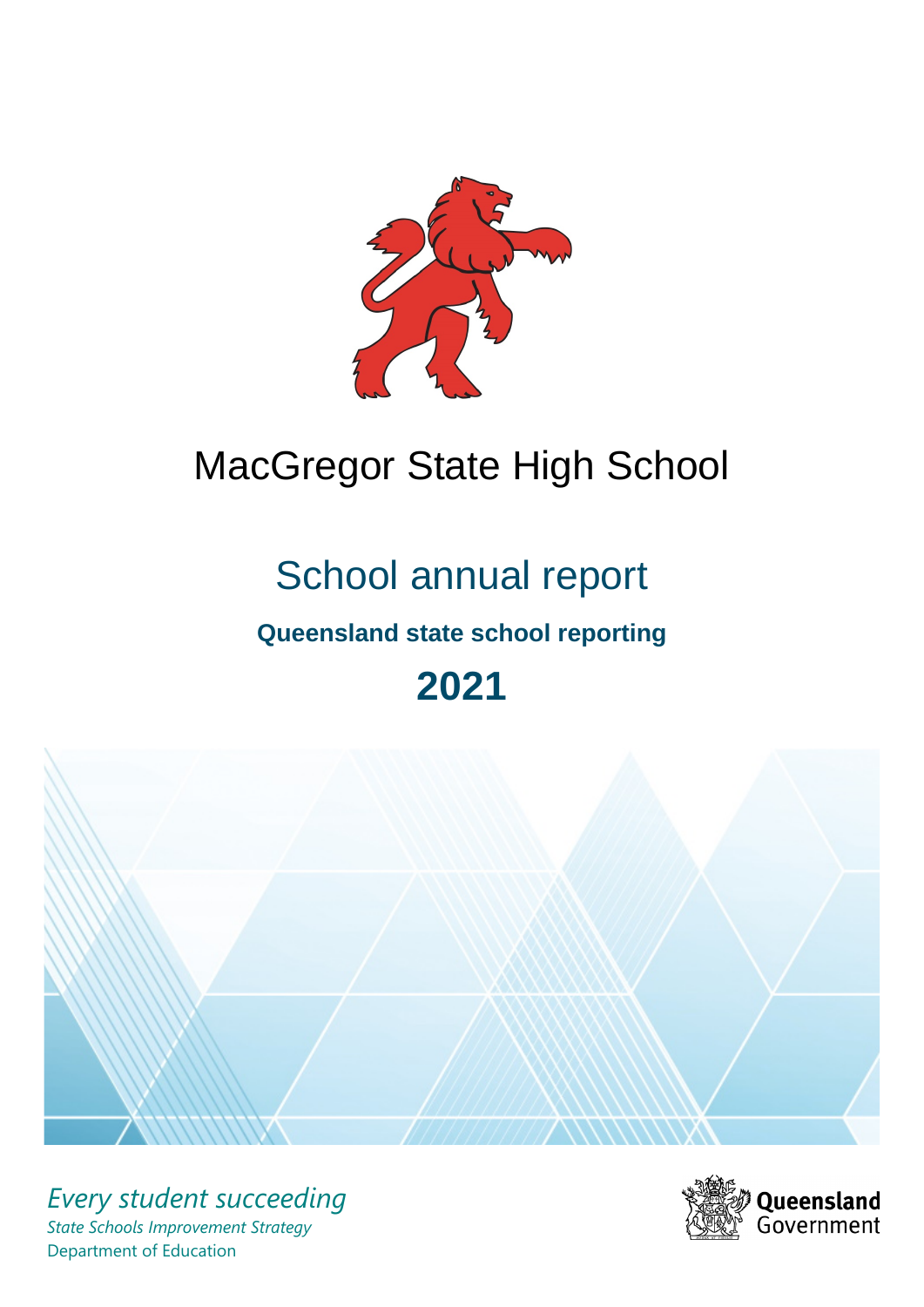# MacGregor State High School

## School annual report

**Queensland state school reporting**

# 2021

*Every student succeeding*

*State Schools Improvement Strategy*

Department of Education

Queensland Government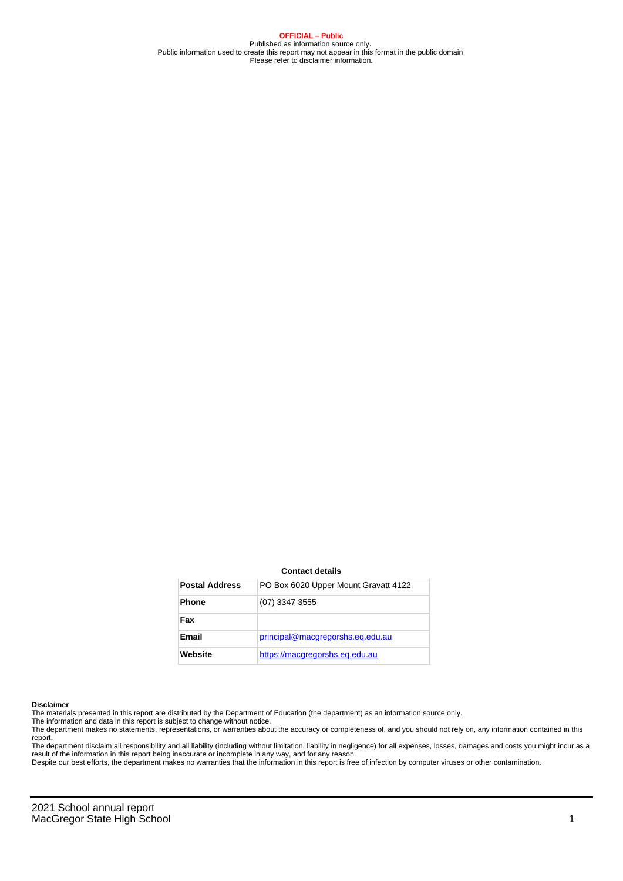**OFFICIAL – Public**
Published as information source only.
Public information used to create this report may not appear in this format in the public domain
Please refer to disclaimer information.

**Contact details**

| | |
|---|---|
| **Postal Address** | PO Box 6020 Upper Mount Gravatt 4122 |
| **Phone** | (07) 3347 3555 |
| **Fax** | |
| **Email** | principal@macgregorshs.eq.edu.au |
| **Website** | https://macgregorshs.eq.edu.au |

**Disclaimer**

The materials presented in this report are distributed by the Department of Education (the department) as an information source only.

The information and data in this report is subject to change without notice.

The department makes no statements, representations, or warranties about the accuracy or completeness of, and you should not rely on, any information contained in this report.

The department disclaim all responsibility and all liability (including without limitation, liability in negligence) for all expenses, losses, damages and costs you might incur as a result of the information in this report being inaccurate or incomplete in any way, and for any reason.

Despite our best efforts, the department makes no warranties that the information in this report is free of infection by computer viruses or other contamination.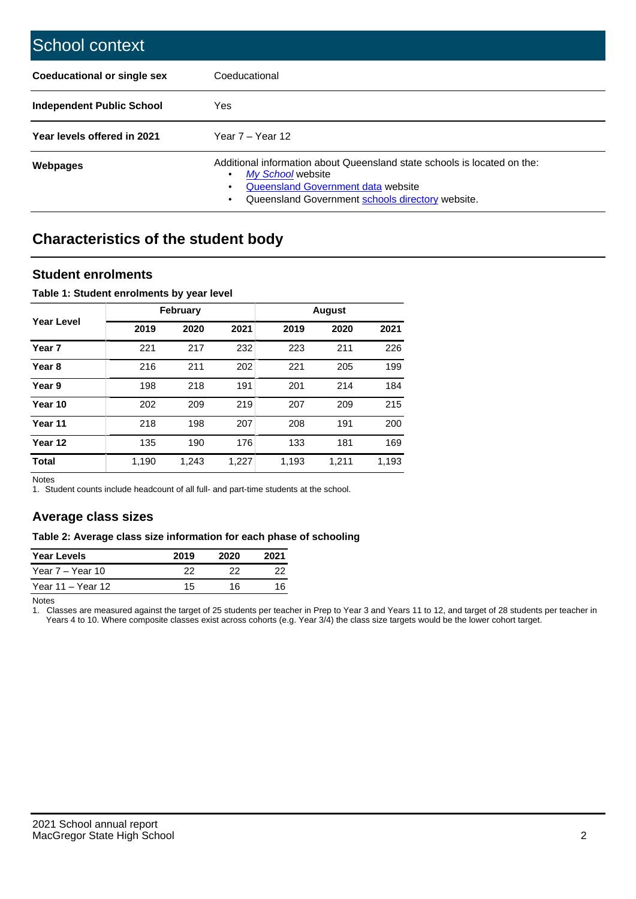## School context

| | |
|---|---|
| **Coeducational or single sex** | Coeducational |
| **Independent Public School** | Yes |
| **Year levels offered in 2021** | Year 7 – Year 12 |
| **Webpages** | Additional information about Queensland state schools is located on the: • *My School* website • Queensland Government data website • Queensland Government schools directory website. |

## Characteristics of the student body

### Student enrolments

**Table 1: Student enrolments by year level**

| Year Level | February | | | August | | |
|---|---|---|---|---|---|---|
| | 2019 | 2020 | 2021 | 2019 | 2020 | 2021 |
| **Year 7** | 221 | 217 | 232 | 223 | 211 | 226 |
| **Year 8** | 216 | 211 | 202 | 221 | 205 | 199 |
| **Year 9** | 198 | 218 | 191 | 201 | 214 | 184 |
| **Year 10** | 202 | 209 | 219 | 207 | 209 | 215 |
| **Year 11** | 218 | 198 | 207 | 208 | 191 | 200 |
| **Year 12** | 135 | 190 | 176 | 133 | 181 | 169 |
| **Total** | 1,190 | 1,243 | 1,227 | 1,193 | 1,211 | 1,193 |

Notes
1. Student counts include headcount of all full- and part-time students at the school.

### Average class sizes

**Table 2: Average class size information for each phase of schooling**

| Year Levels | 2019 | 2020 | 2021 |
|---|---|---|---|
| Year 7 – Year 10 | 22 | 22 | 22 |
| Year 11 – Year 12 | 15 | 16 | 16 |

Notes
1. Classes are measured against the target of 25 students per teacher in Prep to Year 3 and Years 11 to 12, and target of 28 students per teacher in Years 4 to 10. Where composite classes exist across cohorts (e.g. Year 3/4) the class size targets would be the lower cohort target.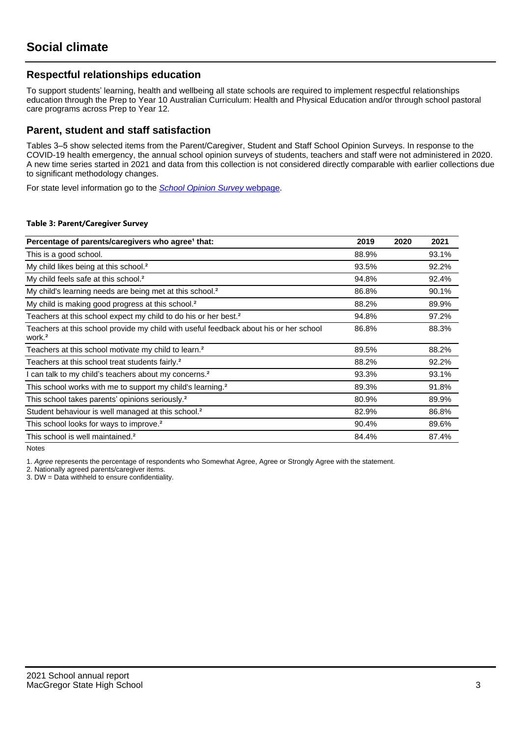# Social climate

## Respectful relationships education

To support students' learning, health and wellbeing all state schools are required to implement respectful relationships education through the Prep to Year 10 Australian Curriculum: Health and Physical Education and/or through school pastoral care programs across Prep to Year 12.

## Parent, student and staff satisfaction

Tables 3–5 show selected items from the Parent/Caregiver, Student and Staff School Opinion Surveys. In response to the COVID-19 health emergency, the annual school opinion surveys of students, teachers and staff were not administered in 2020. A new time series started in 2021 and data from this collection is not considered directly comparable with earlier collections due to significant methodology changes.

For state level information go to the *School Opinion Survey* webpage.

**Table 3: Parent/Caregiver Survey**

| Percentage of parents/caregivers who agree[1] that: | 2019 | 2020 | 2021 |
|---|---|---|---|
| This is a good school. | 88.9% | | 93.1% |
| My child likes being at this school.[2] | 93.5% | | 92.2% |
| My child feels safe at this school.[2] | 94.8% | | 92.4% |
| My child's learning needs are being met at this school.[2] | 86.8% | | 90.1% |
| My child is making good progress at this school.[2] | 88.2% | | 89.9% |
| Teachers at this school expect my child to do his or her best.[2] | 94.8% | | 97.2% |
| Teachers at this school provide my child with useful feedback about his or her school work.[2] | 86.8% | | 88.3% |
| Teachers at this school motivate my child to learn.[2] | 89.5% | | 88.2% |
| Teachers at this school treat students fairly.[2] | 88.2% | | 92.2% |
| I can talk to my child's teachers about my concerns.[2] | 93.3% | | 93.1% |
| This school works with me to support my child's learning.[2] | 89.3% | | 91.8% |
| This school takes parents' opinions seriously.[2] | 80.9% | | 89.9% |
| Student behaviour is well managed at this school.[2] | 82.9% | | 86.8% |
| This school looks for ways to improve.[2] | 90.4% | | 89.6% |
| This school is well maintained.[2] | 84.4% | | 87.4% |

Notes

1. *Agree* represents the percentage of respondents who Somewhat Agree, Agree or Strongly Agree with the statement.
2. Nationally agreed parents/caregiver items.
3. DW = Data withheld to ensure confidentiality.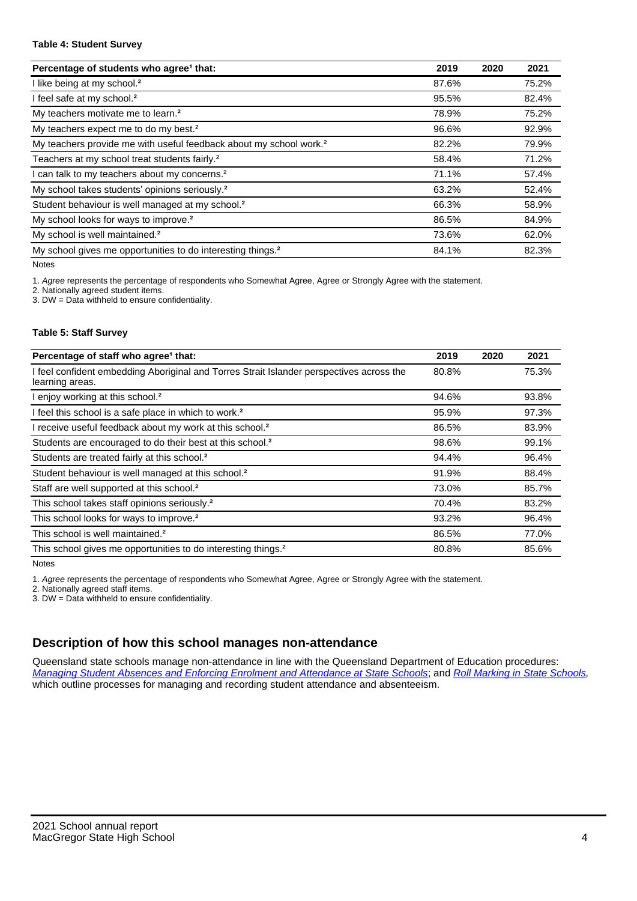**Table 4: Student Survey**

| Percentage of students who agree[1] that: | 2019 | 2020 | 2021 |
|---|---|---|---|
| I like being at my school.[2] | 87.6% | | 75.2% |
| I feel safe at my school.[2] | 95.5% | | 82.4% |
| My teachers motivate me to learn.[2] | 78.9% | | 75.2% |
| My teachers expect me to do my best.[2] | 96.6% | | 92.9% |
| My teachers provide me with useful feedback about my school work.[2] | 82.2% | | 79.9% |
| Teachers at my school treat students fairly.[2] | 58.4% | | 71.2% |
| I can talk to my teachers about my concerns.[2] | 71.1% | | 57.4% |
| My school takes students' opinions seriously.[2] | 63.2% | | 52.4% |
| Student behaviour is well managed at my school.[2] | 66.3% | | 58.9% |
| My school looks for ways to improve.[2] | 86.5% | | 84.9% |
| My school is well maintained.[2] | 73.6% | | 62.0% |
| My school gives me opportunities to do interesting things.[2] | 84.1% | | 82.3% |

Notes

1. *Agree* represents the percentage of respondents who Somewhat Agree, Agree or Strongly Agree with the statement.
2. Nationally agreed student items.
3. DW = Data withheld to ensure confidentiality.

**Table 5: Staff Survey**

| Percentage of staff who agree[1] that: | 2019 | 2020 | 2021 |
|---|---|---|---|
| I feel confident embedding Aboriginal and Torres Strait Islander perspectives across the learning areas. | 80.8% | | 75.3% |
| I enjoy working at this school.[2] | 94.6% | | 93.8% |
| I feel this school is a safe place in which to work.[2] | 95.9% | | 97.3% |
| I receive useful feedback about my work at this school.[2] | 86.5% | | 83.9% |
| Students are encouraged to do their best at this school.[2] | 98.6% | | 99.1% |
| Students are treated fairly at this school.[2] | 94.4% | | 96.4% |
| Student behaviour is well managed at this school.[2] | 91.9% | | 88.4% |
| Staff are well supported at this school.[2] | 73.0% | | 85.7% |
| This school takes staff opinions seriously.[2] | 70.4% | | 83.2% |
| This school looks for ways to improve.[2] | 93.2% | | 96.4% |
| This school is well maintained.[2] | 86.5% | | 77.0% |
| This school gives me opportunities to do interesting things.[2] | 80.8% | | 85.6% |

Notes

1. *Agree* represents the percentage of respondents who Somewhat Agree, Agree or Strongly Agree with the statement.
2. Nationally agreed staff items.
3. DW = Data withheld to ensure confidentiality.

## Description of how this school manages non-attendance

Queensland state schools manage non-attendance in line with the Queensland Department of Education procedures: *Managing Student Absences and Enforcing Enrolment and Attendance at State Schools*; and *Roll Marking in State Schools*, which outline processes for managing and recording student attendance and absenteeism.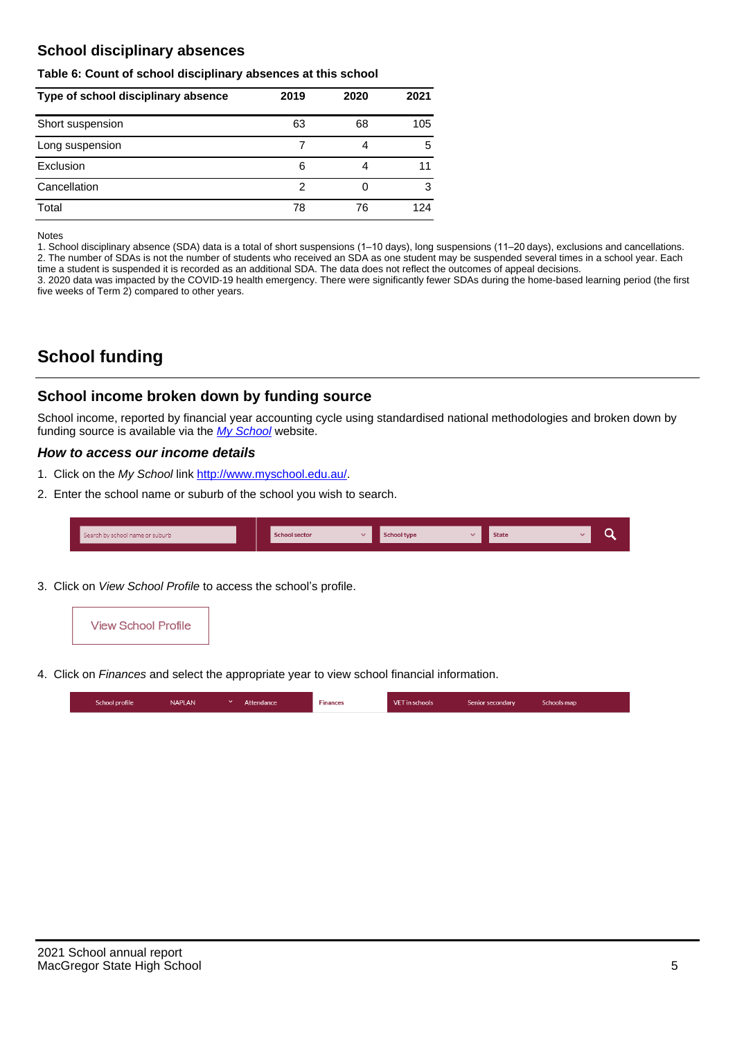## School disciplinary absences

**Table 6: Count of school disciplinary absences at this school**

| Type of school disciplinary absence | 2019 | 2020 | 2021 |
|---|---|---|---|
| Short suspension | 63 | 68 | 105 |
| Long suspension | 7 | 4 | 5 |
| Exclusion | 6 | 4 | 11 |
| Cancellation | 2 | 0 | 3 |
| Total | 78 | 76 | 124 |

Notes

1. School disciplinary absence (SDA) data is a total of short suspensions (1–10 days), long suspensions (11–20 days), exclusions and cancellations.
2. The number of SDAs is not the number of students who received an SDA as one student may be suspended several times in a school year. Each time a student is suspended it is recorded as an additional SDA. The data does not reflect the outcomes of appeal decisions.
3. 2020 data was impacted by the COVID-19 health emergency. There were significantly fewer SDAs during the home-based learning period (the first five weeks of Term 2) compared to other years.

# School funding

## School income broken down by funding source

School income, reported by financial year accounting cycle using standardised national methodologies and broken down by funding source is available via the *My School* website.

### *How to access our income details*

1. Click on the *My School* link http://www.myschool.edu.au/.
2. Enter the school name or suburb of the school you wish to search.

Search by school name or suburb | School sector | School type | State

3. Click on *View School Profile* to access the school's profile.

View School Profile

4. Click on *Finances* and select the appropriate year to view school financial information.

School profile | NAPLAN | Attendance | Finances | VET in schools | Senior secondary | Schools map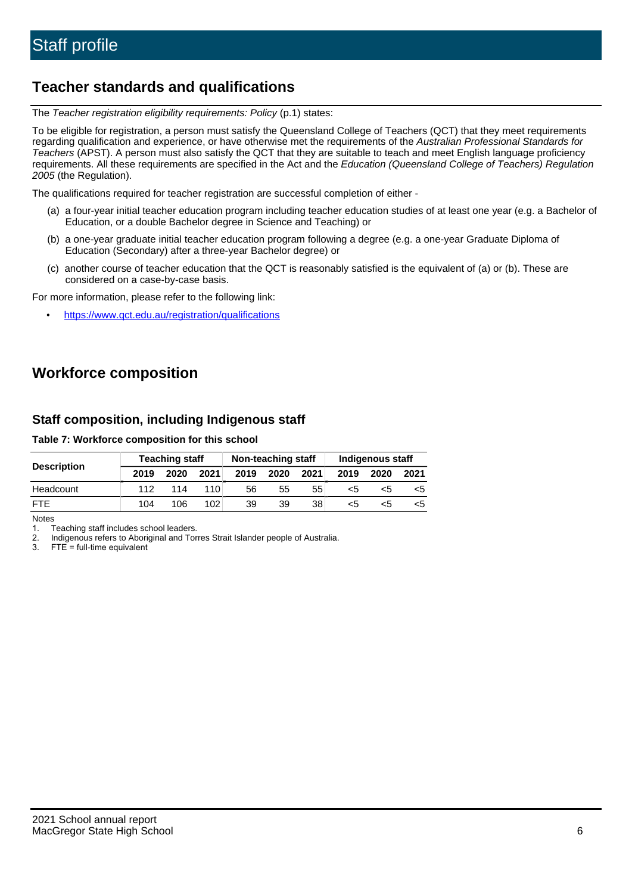# Staff profile

## Teacher standards and qualifications

The *Teacher registration eligibility requirements: Policy* (p.1) states:

To be eligible for registration, a person must satisfy the Queensland College of Teachers (QCT) that they meet requirements regarding qualification and experience, or have otherwise met the requirements of the *Australian Professional Standards for Teachers* (APST). A person must also satisfy the QCT that they are suitable to teach and meet English language proficiency requirements. All these requirements are specified in the Act and the *Education (Queensland College of Teachers) Regulation 2005* (the Regulation).

The qualifications required for teacher registration are successful completion of either -

(a) a four-year initial teacher education program including teacher education studies of at least one year (e.g. a Bachelor of Education, or a double Bachelor degree in Science and Teaching) or

(b) a one-year graduate initial teacher education program following a degree (e.g. a one-year Graduate Diploma of Education (Secondary) after a three-year Bachelor degree) or

(c) another course of teacher education that the QCT is reasonably satisfied is the equivalent of (a) or (b). These are considered on a case-by-case basis.

For more information, please refer to the following link:

- https://www.qct.edu.au/registration/qualifications

## Workforce composition

### Staff composition, including Indigenous staff

**Table 7: Workforce composition for this school**

| Description | Teaching staff | | | Non-teaching staff | | | Indigenous staff | | |
|---|---|---|---|---|---|---|---|---|---|
| | 2019 | 2020 | 2021 | 2019 | 2020 | 2021 | 2019 | 2020 | 2021 |
| Headcount | 112 | 114 | 110 | 56 | 55 | 55 | <5 | <5 | <5 |
| FTE | 104 | 106 | 102 | 39 | 39 | 38 | <5 | <5 | <5 |

Notes

1. Teaching staff includes school leaders.
2. Indigenous refers to Aboriginal and Torres Strait Islander people of Australia.
3. FTE = full-time equivalent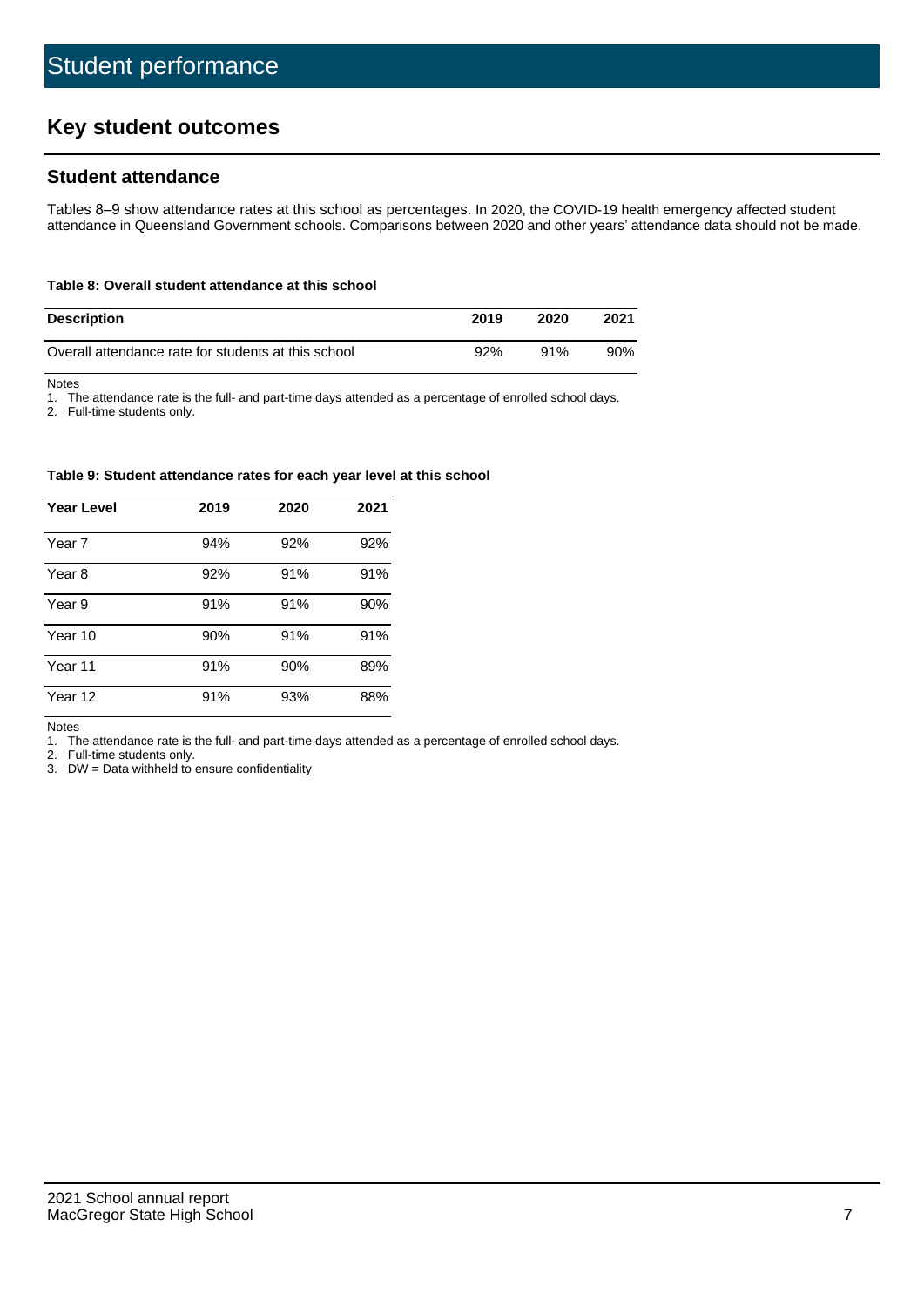# Student performance

## Key student outcomes

### Student attendance

Tables 8–9 show attendance rates at this school as percentages. In 2020, the COVID-19 health emergency affected student attendance in Queensland Government schools. Comparisons between 2020 and other years' attendance data should not be made.

**Table 8: Overall student attendance at this school**

| Description | 2019 | 2020 | 2021 |
|---|---|---|---|
| Overall attendance rate for students at this school | 92% | 91% | 90% |

Notes

1. The attendance rate is the full- and part-time days attended as a percentage of enrolled school days.
2. Full-time students only.

**Table 9: Student attendance rates for each year level at this school**

| Year Level | 2019 | 2020 | 2021 |
|---|---|---|---|
| Year 7 | 94% | 92% | 92% |
| Year 8 | 92% | 91% | 91% |
| Year 9 | 91% | 91% | 90% |
| Year 10 | 90% | 91% | 91% |
| Year 11 | 91% | 90% | 89% |
| Year 12 | 91% | 93% | 88% |

Notes

1. The attendance rate is the full- and part-time days attended as a percentage of enrolled school days.
2. Full-time students only.
3. DW = Data withheld to ensure confidentiality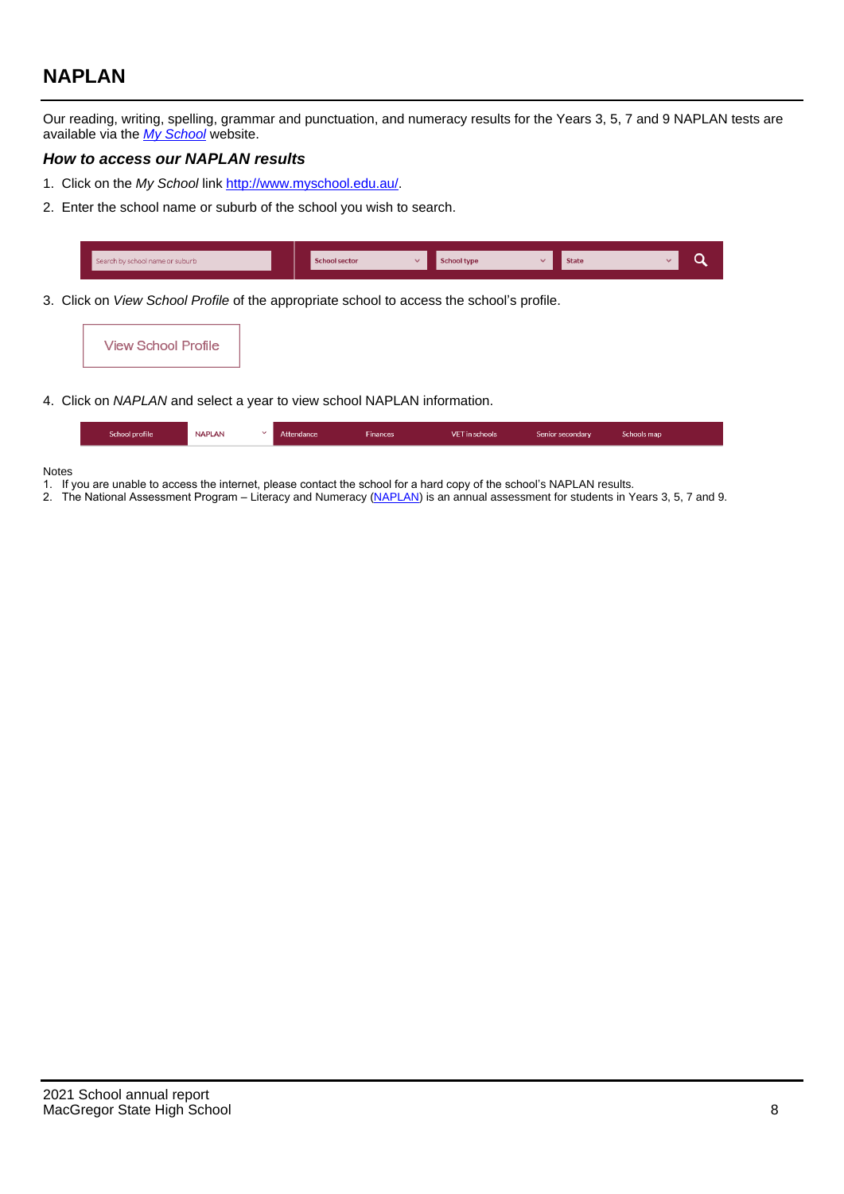# NAPLAN

Our reading, writing, spelling, grammar and punctuation, and numeracy results for the Years 3, 5, 7 and 9 NAPLAN tests are available via the *My School* website.

### *How to access our NAPLAN results*

1. Click on the *My School* link http://www.myschool.edu.au/.
2. Enter the school name or suburb of the school you wish to search.

Search by school name or suburb | School sector | School type | State

3. Click on *View School Profile* of the appropriate school to access the school's profile.

View School Profile

4. Click on *NAPLAN* and select a year to view school NAPLAN information.

School profile | NAPLAN | Attendance | Finances | VET in schools | Senior secondary | Schools map

Notes
1. If you are unable to access the internet, please contact the school for a hard copy of the school's NAPLAN results.
2. The National Assessment Program – Literacy and Numeracy (NAPLAN) is an annual assessment for students in Years 3, 5, 7 and 9.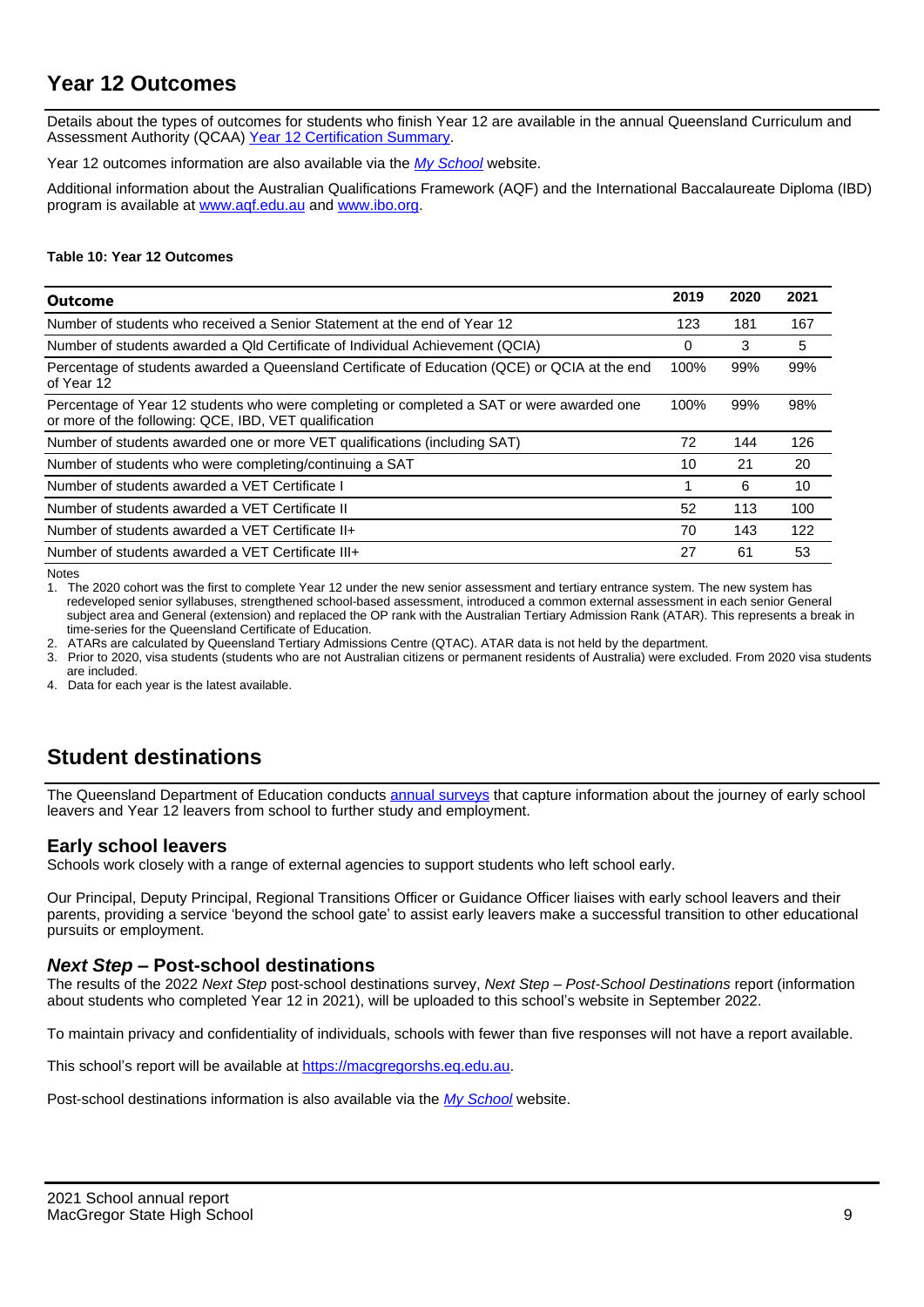## Year 12 Outcomes

Details about the types of outcomes for students who finish Year 12 are available in the annual Queensland Curriculum and Assessment Authority (QCAA) Year 12 Certification Summary.

Year 12 outcomes information are also available via the *My School* website.

Additional information about the Australian Qualifications Framework (AQF) and the International Baccalaureate Diploma (IBD) program is available at www.aqf.edu.au and www.ibo.org.

**Table 10: Year 12 Outcomes**

| Outcome | 2019 | 2020 | 2021 |
|---|---|---|---|
| Number of students who received a Senior Statement at the end of Year 12 | 123 | 181 | 167 |
| Number of students awarded a Qld Certificate of Individual Achievement (QCIA) | 0 | 3 | 5 |
| Percentage of students awarded a Queensland Certificate of Education (QCE) or QCIA at the end of Year 12 | 100% | 99% | 99% |
| Percentage of Year 12 students who were completing or completed a SAT or were awarded one or more of the following: QCE, IBD, VET qualification | 100% | 99% | 98% |
| Number of students awarded one or more VET qualifications (including SAT) | 72 | 144 | 126 |
| Number of students who were completing/continuing a SAT | 10 | 21 | 20 |
| Number of students awarded a VET Certificate I | 1 | 6 | 10 |
| Number of students awarded a VET Certificate II | 52 | 113 | 100 |
| Number of students awarded a VET Certificate II+ | 70 | 143 | 122 |
| Number of students awarded a VET Certificate III+ | 27 | 61 | 53 |

Notes

1. The 2020 cohort was the first to complete Year 12 under the new senior assessment and tertiary entrance system. The new system has redeveloped senior syllabuses, strengthened school-based assessment, introduced a common external assessment in each senior General subject area and General (extension) and replaced the OP rank with the Australian Tertiary Admission Rank (ATAR). This represents a break in time-series for the Queensland Certificate of Education.
2. ATARs are calculated by Queensland Tertiary Admissions Centre (QTAC). ATAR data is not held by the department.
3. Prior to 2020, visa students (students who are not Australian citizens or permanent residents of Australia) were excluded. From 2020 visa students are included.
4. Data for each year is the latest available.

## Student destinations

The Queensland Department of Education conducts annual surveys that capture information about the journey of early school leavers and Year 12 leavers from school to further study and employment.

### Early school leavers

Schools work closely with a range of external agencies to support students who left school early.

Our Principal, Deputy Principal, Regional Transitions Officer or Guidance Officer liaises with early school leavers and their parents, providing a service 'beyond the school gate' to assist early leavers make a successful transition to other educational pursuits or employment.

### *Next Step* – Post-school destinations

The results of the 2022 *Next Step* post-school destinations survey, *Next Step – Post-School Destinations* report (information about students who completed Year 12 in 2021), will be uploaded to this school's website in September 2022.

To maintain privacy and confidentiality of individuals, schools with fewer than five responses will not have a report available.

This school's report will be available at https://macgregorshs.eq.edu.au.

Post-school destinations information is also available via the *My School* website.